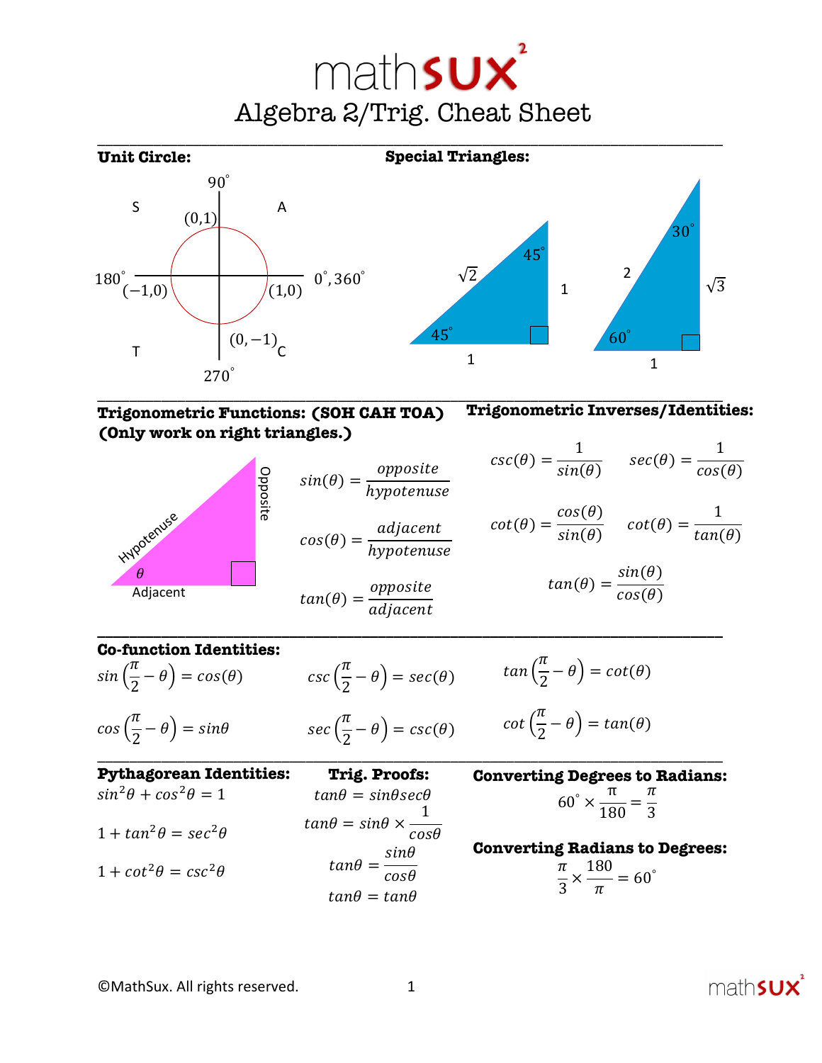# mathSUX²

## Algebra 2/Trig. Cheat Sheet

---

**Unit Circle:**

- $90^\circ$: $(0,1)$
- $0^\circ, 360^\circ$: $(1,0)$
- $180^\circ$: $(-1,0)$
- $270^\circ$: $(0,-1)$

Quadrants: S (II), A (I), T (III), C (IV)

**Special Triangles:**

- 45°-45°-90° triangle: legs $1$ and $1$, hypotenuse $\sqrt{2}$
- 30°-60°-90° triangle: short leg $1$ (adjacent to $60^\circ$), long leg $\sqrt{3}$, hypotenuse $2$

---

**Trigonometric Functions: (SOH CAH TOA)**
**(Only work on right triangles.)**

Right triangle with angle $\theta$: Hypotenuse, Opposite, Adjacent

$$sin(\theta) = \frac{opposite}{hypotenuse}$$

$$cos(\theta) = \frac{adjacent}{hypotenuse}$$

$$tan(\theta) = \frac{opposite}{adjacent}$$

**Trigonometric Inverses/Identities:**

$$csc(\theta) = \frac{1}{sin(\theta)} \qquad sec(\theta) = \frac{1}{cos(\theta)}$$

$$cot(\theta) = \frac{cos(\theta)}{sin(\theta)} \qquad cot(\theta) = \frac{1}{tan(\theta)}$$

$$tan(\theta) = \frac{sin(\theta)}{cos(\theta)}$$

---

**Co-function Identities:**

$$sin\left(\frac{\pi}{2} - \theta\right) = cos(\theta) \qquad csc\left(\frac{\pi}{2} - \theta\right) = sec(\theta) \qquad tan\left(\frac{\pi}{2} - \theta\right) = cot(\theta)$$

$$cos\left(\frac{\pi}{2} - \theta\right) = sin\theta \qquad sec\left(\frac{\pi}{2} - \theta\right) = csc(\theta) \qquad cot\left(\frac{\pi}{2} - \theta\right) = tan(\theta)$$

---

**Pythagorean Identities:**

$$sin^2\theta + cos^2\theta = 1$$

$$1 + tan^2\theta = sec^2\theta$$

$$1 + cot^2\theta = csc^2\theta$$

**Trig. Proofs:**

$$tan\theta = sin\theta sec\theta$$

$$tan\theta = sin\theta \times \frac{1}{cos\theta}$$

$$tan\theta = \frac{sin\theta}{cos\theta}$$

$$tan\theta = tan\theta$$

**Converting Degrees to Radians:**

$$60^\circ \times \frac{\pi}{180} = \frac{\pi}{3}$$

**Converting Radians to Degrees:**

$$\frac{\pi}{3} \times \frac{180}{\pi} = 60^\circ$$

©MathSux. All rights reserved.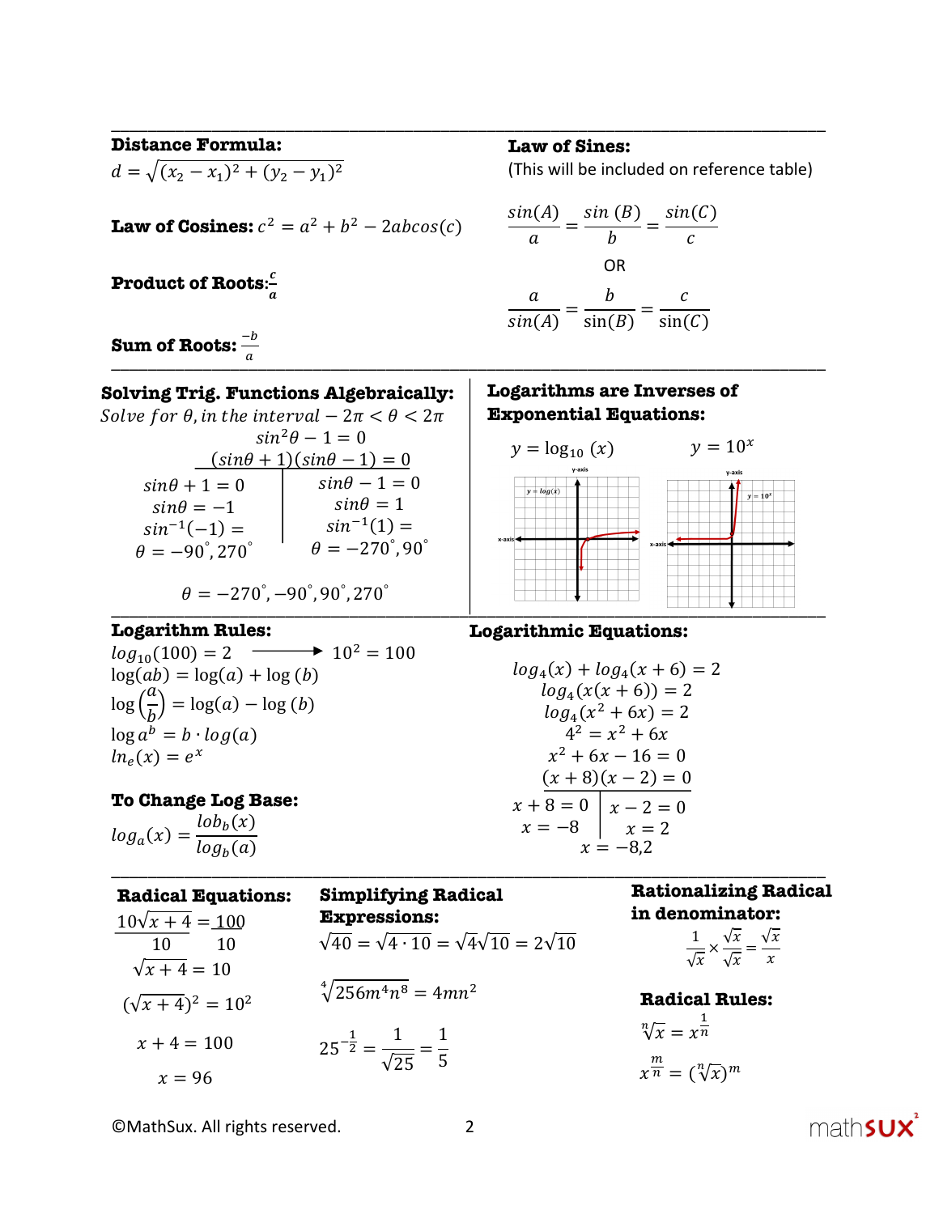**Distance Formula:**

$$d = \sqrt{(x_2 - x_1)^2 + (y_2 - y_1)^2}$$

**Law of Cosines:** $c^2 = a^2 + b^2 - 2abcos(c)$

**Product of Roots:** $\frac{c}{a}$

**Sum of Roots:** $\frac{-b}{a}$

**Law of Sines:**

(This will be included on reference table)

$$\frac{sin(A)}{a} = \frac{sin\,(B)}{b} = \frac{sin(C)}{c}$$

OR

$$\frac{a}{sin(A)} = \frac{b}{\sin(B)} = \frac{c}{\sin(C)}$$

**Solving Trig. Functions Algebraically:**

*Solve for θ, in the interval* $-2\pi < \theta < 2\pi$

$$sin^2\theta - 1 = 0$$

$$(sin\theta + 1)(sin\theta - 1) = 0$$

| | |
|---|---|
| $sin\theta + 1 = 0$ | $sin\theta - 1 = 0$ |
| $sin\theta = -1$ | $sin\theta = 1$ |
| $sin^{-1}(-1) =$ | $sin^{-1}(1) =$ |
| $\theta = -90^\circ, 270^\circ$ | $\theta = -270^\circ, 90^\circ$ |

$$\theta = -270^\circ, -90^\circ, 90^\circ, 270^\circ$$

**Logarithms are Inverses of Exponential Equations:**

$y = \log_{10}(x)$ $\qquad$ $y = 10^x$

**Logarithm Rules:**

$log_{10}(100) = 2 \longrightarrow 10^2 = 100$

$\log(ab) = \log(a) + \log\,(b)$

$\log\left(\frac{a}{b}\right) = \log(a) - \log\,(b)$

$\log a^b = b \cdot log(a)$

$ln_e(x) = e^x$

**To Change Log Base:**

$$log_a(x) = \frac{lob_b(x)}{log_b(a)}$$

**Logarithmic Equations:**

$$log_4(x) + log_4(x+6) = 2$$
$$log_4(x(x+6)) = 2$$
$$log_4(x^2 + 6x) = 2$$
$$4^2 = x^2 + 6x$$
$$x^2 + 6x - 16 = 0$$
$$(x+8)(x-2) = 0$$

| | |
|---|---|
| $x + 8 = 0$ | $x - 2 = 0$ |
| $x = -8$ | $x = 2$ |

$$x = -8, 2$$

**Radical Equations:**

$$\frac{10\sqrt{x+4}}{10} = \frac{100}{10}$$
$$\sqrt{x+4} = 10$$
$$(\sqrt{x+4})^2 = 10^2$$
$$x + 4 = 100$$
$$x = 96$$

**Simplifying Radical Expressions:**

$$\sqrt{40} = \sqrt{4 \cdot 10} = \sqrt{4}\sqrt{10} = 2\sqrt{10}$$

$$\sqrt[4]{256m^4n^8} = 4mn^2$$

$$25^{-\frac{1}{2}} = \frac{1}{\sqrt{25}} = \frac{1}{5}$$

**Rationalizing Radical in denominator:**

$$\frac{1}{\sqrt{x}} \times \frac{\sqrt{x}}{\sqrt{x}} = \frac{\sqrt{x}}{x}$$

**Radical Rules:**

$$\sqrt[n]{x} = x^{\frac{1}{n}}$$

$$x^{\frac{m}{n}} = (\sqrt[n]{x})^m$$

©MathSux. All rights reserved.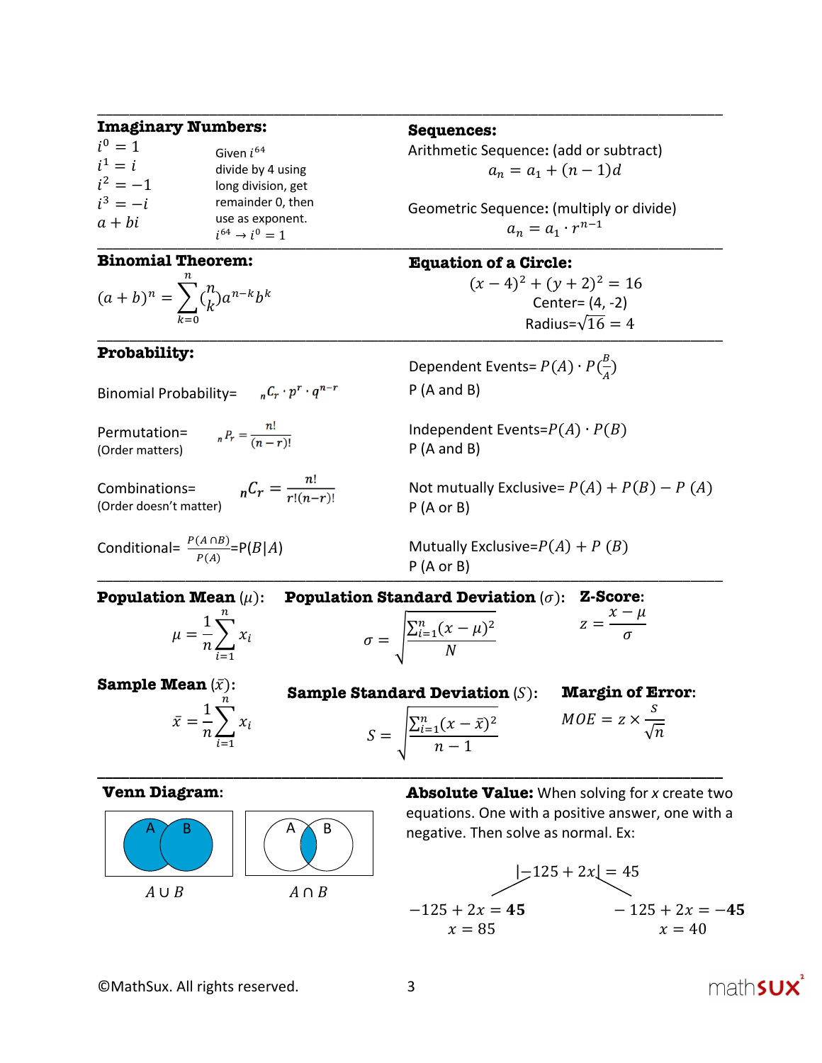## Imaginary Numbers:

$i^0 = 1$
$i^1 = i$
$i^2 = -1$
$i^3 = -i$
$a + bi$

Given $i^{64}$ divide by 4 using long division, get remainder 0, then use as exponent.
$i^{64} \rightarrow i^0 = 1$

## Sequences:

Arithmetic Sequence: (add or subtract)

$$a_n = a_1 + (n-1)d$$

Geometric Sequence: (multiply or divide)

$$a_n = a_1 \cdot r^{n-1}$$

## Binomial Theorem:

$$(a+b)^n = \sum_{k=0}^{n} \binom{n}{k} a^{n-k} b^k$$

## Equation of a Circle:

$$(x-4)^2 + (y+2)^2 = 16$$

Center= (4, -2)

Radius=$\sqrt{16} = 4$

## Probability:

Binomial Probability= ${}_nC_r \cdot p^r \cdot q^{n-r}$

Permutation= ${}_nP_r = \frac{n!}{(n-r)!}$
(Order matters)

Combinations= ${}_nC_r = \frac{n!}{r!(n-r)!}$
(Order doesn't matter)

Conditional= $\frac{P(A \cap B)}{P(A)}$=P$(B|A)$

Dependent Events= $P(A) \cdot P(\frac{B}{A})$
P (A and B)

Independent Events=$P(A) \cdot P(B)$
P (A and B)

Not mutually Exclusive= $P(A) + P(B) - P\ (A)$
P (A or B)

Mutually Exclusive=$P(A) + P\ (B)$
P (A or B)

## Population Mean ($\mu$):

$$\mu = \frac{1}{n}\sum_{i=1}^{n} x_i$$

## Population Standard Deviation ($\sigma$):

$$\sigma = \sqrt{\frac{\sum_{i=1}^{n}(x-\mu)^2}{N}}$$

## Z-Score:

$$z = \frac{x-\mu}{\sigma}$$

## Sample Mean ($\bar{x}$):

$$\bar{x} = \frac{1}{n}\sum_{i=1}^{n} x_i$$

## Sample Standard Deviation ($S$):

$$S = \sqrt{\frac{\sum_{i=1}^{n}(x-\bar{x})^2}{n-1}}$$

## Margin of Error:

$$MOE = z \times \frac{s}{\sqrt{n}}$$

## Venn Diagram:

$A \cup B$

$A \cap B$

## Absolute Value:

When solving for *x* create two equations. One with a positive answer, one with a negative. Then solve as normal. Ex:

$$|-125 + 2x| = 45$$

$-125 + 2x = \mathbf{45}$
$x = 85$

$-125 + 2x = \mathbf{-45}$
$x = 40$

©MathSux. All rights reserved.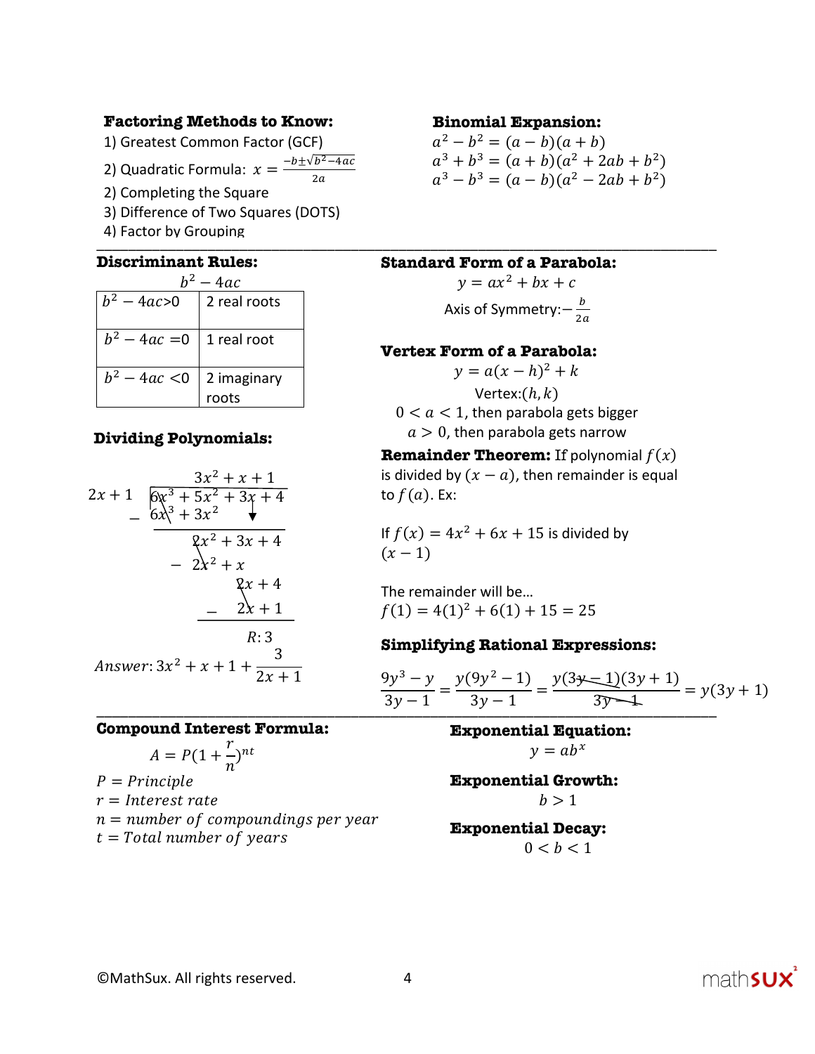**Factoring Methods to Know:**

1) Greatest Common Factor (GCF)
2) Quadratic Formula: $x = \frac{-b \pm \sqrt{b^2-4ac}}{2a}$
2) Completing the Square
3) Difference of Two Squares (DOTS)
4) Factor by Grouping

**Binomial Expansion:**

$a^2 - b^2 = (a-b)(a+b)$
$a^3 + b^3 = (a+b)(a^2 + 2ab + b^2)$
$a^3 - b^3 = (a-b)(a^2 - 2ab + b^2)$

---

**Discriminant Rules:**

$b^2 - 4ac$

| | |
|---|---|
| $b^2 - 4ac > 0$ | 2 real roots |
| $b^2 - 4ac = 0$ | 1 real root |
| $b^2 - 4ac < 0$ | 2 imaginary roots |

**Dividing Polynomials:**

$$
\begin{array}{r|l}
 & 3x^2 + x + 1 \\
2x+1 & 6x^3 + 5x^2 + 3x + 4 \\
 & -(6x^3 + 3x^2) \\
\hline
 & 2x^2 + 3x + 4 \\
 & -(2x^2 + x) \\
\hline
 & 2x + 4 \\
 & -(2x + 1) \\
\hline
 & R: 3
\end{array}
$$

$Answer: 3x^2 + x + 1 + \frac{3}{2x+1}$

**Standard Form of a Parabola:**

$y = ax^2 + bx + c$

Axis of Symmetry: $-\frac{b}{2a}$

**Vertex Form of a Parabola:**

$y = a(x-h)^2 + k$

Vertex: $(h, k)$

$0 < a < 1$, then parabola gets bigger

$a > 0$, then parabola gets narrow

**Remainder Theorem:** If polynomial $f(x)$ is divided by $(x-a)$, then remainder is equal to $f(a)$. Ex:

If $f(x) = 4x^2 + 6x + 15$ is divided by $(x-1)$

The remainder will be…
$f(1) = 4(1)^2 + 6(1) + 15 = 25$

**Simplifying Rational Expressions:**

$$\frac{9y^3 - y}{3y-1} = \frac{y(9y^2-1)}{3y-1} = \frac{y(3y-1)(3y+1)}{3y-1} = y(3y+1)$$

---

**Compound Interest Formula:**

$A = P(1 + \frac{r}{n})^{nt}$

$P = Principle$
$r = Interest\ rate$
$n = number\ of\ compoundings\ per\ year$
$t = Total\ number\ of\ years$

**Exponential Equation:**

$y = ab^x$

**Exponential Growth:**

$b > 1$

**Exponential Decay:**

$0 < b < 1$

©MathSux. All rights reserved.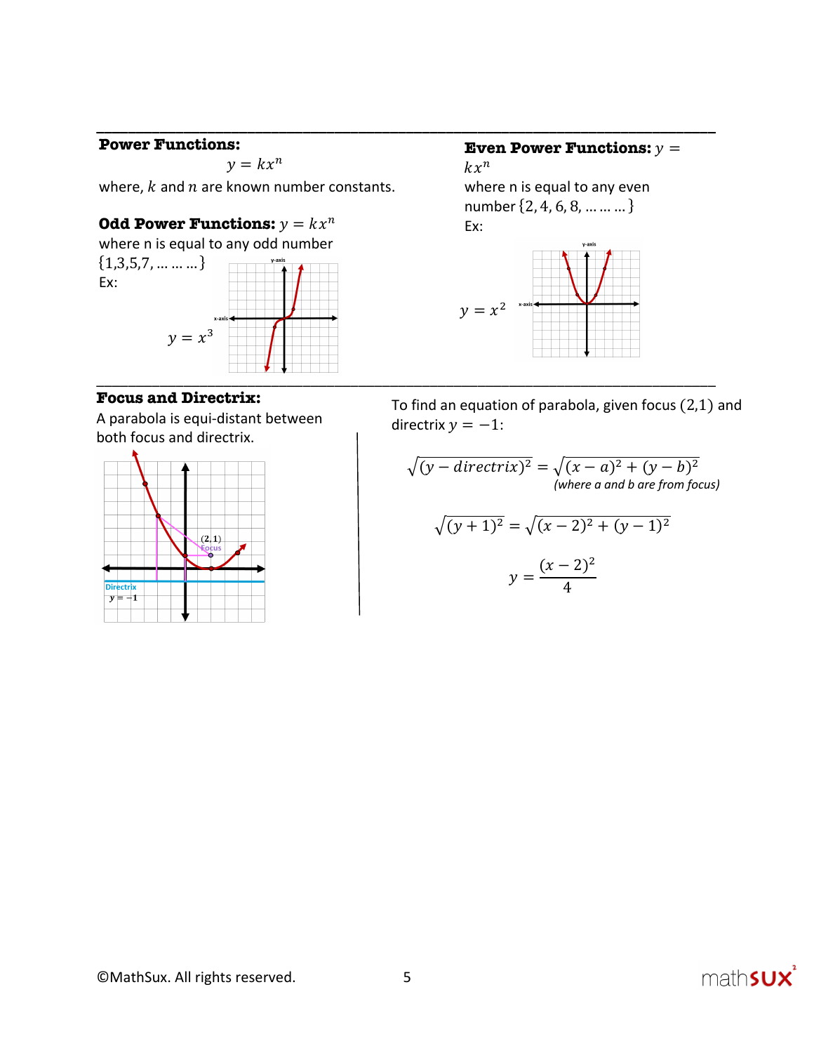## Power Functions:

$$y = kx^n$$

where, $k$ and $n$ are known number constants.

### Odd Power Functions: $y = kx^n$

where n is equal to any odd number $\{1,3,5,7, \ldots \ldots \ldots\}$

Ex:

$y = x^3$

### Even Power Functions: $y = kx^n$

where n is equal to any even number $\{2, 4, 6, 8, \ldots \ldots \ldots\}$

Ex:

$y = x^2$

## Focus and Directrix:

A parabola is equi-distant between both focus and directrix.

To find an equation of parabola, given focus $(2,1)$ and directrix $y = -1$:

$$\sqrt{(y - directrix)^2} = \sqrt{(x-a)^2 + (y-b)^2}$$

*(where a and b are from focus)*

$$\sqrt{(y+1)^2} = \sqrt{(x-2)^2 + (y-1)^2}$$

$$y = \frac{(x-2)^2}{4}$$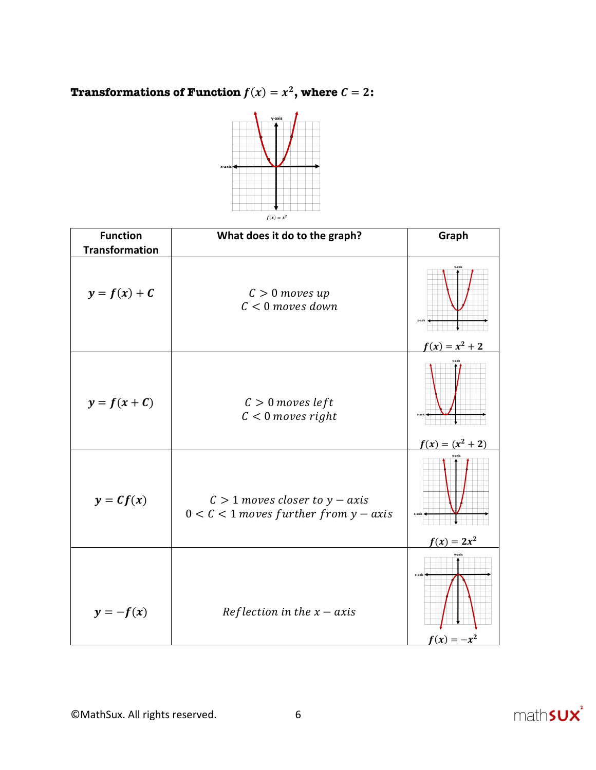**Transformations of Function $f(x) = x^2$, where $C = 2$:**

$f(x) = x^2$

| Function Transformation | What does it do to the graph? | Graph |
|---|---|---|
| $y = f(x) + C$ | $C > 0$ *moves up*<br>$C < 0$ *moves down* | $f(x) = x^2 + 2$ |
| $y = f(x + C)$ | $C > 0$ *moves left*<br>$C < 0$ *moves right* | $f(x) = (x^2 + 2)$ |
| $y = Cf(x)$ | $C > 1$ *moves closer to* $y - axis$<br>$0 < C < 1$ *moves further from* $y - axis$ | $f(x) = 2x^2$ |
| $y = -f(x)$ | *Reflection in the* $x - axis$ | $f(x) = -x^2$ |

©MathSux. All rights reserved.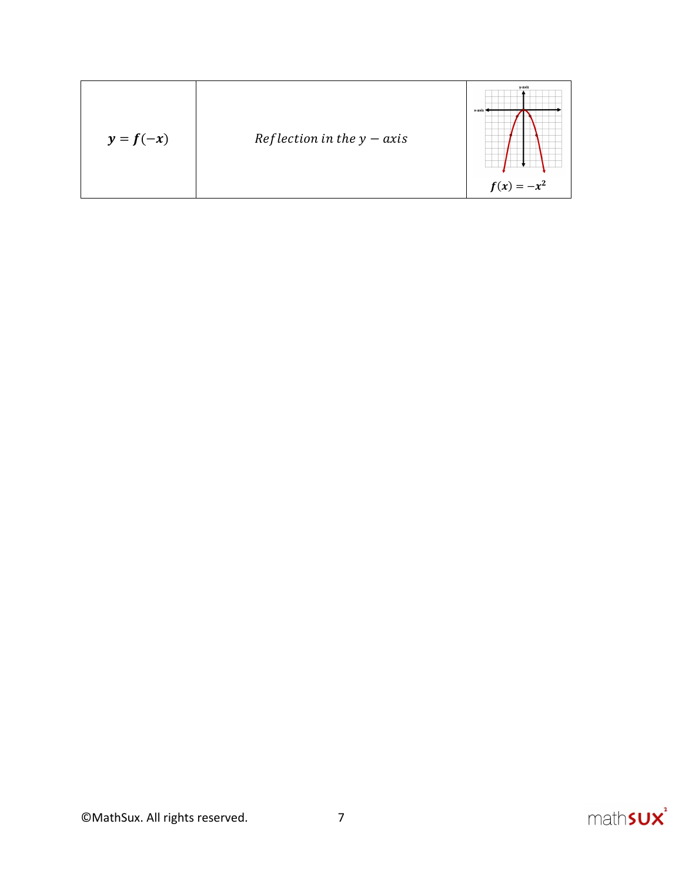| | | |
|---|---|---|
| $y = f(-x)$ | $Reflection\ in\ the\ y - axis$ | y-axis<br>x-axis<br>$f(x) = -x^2$ |